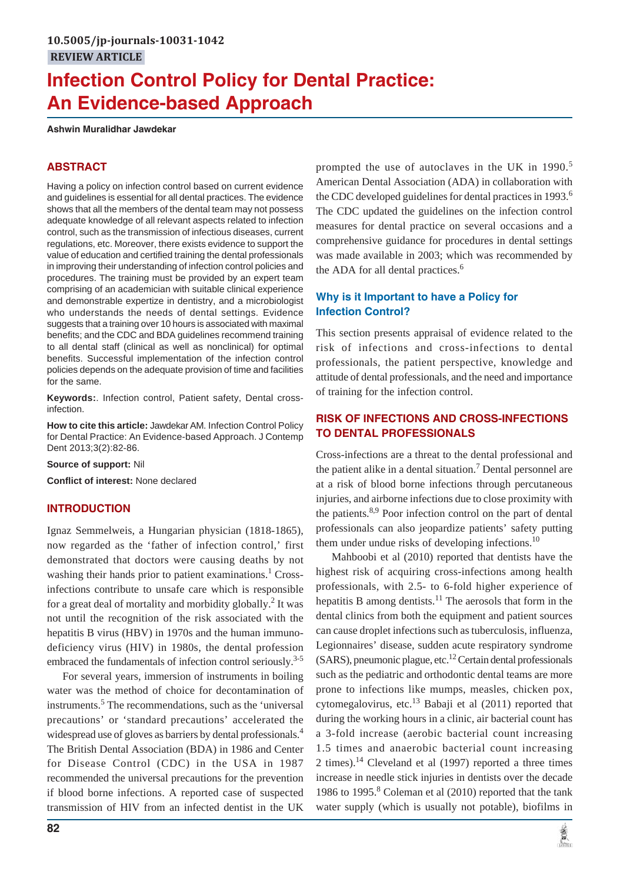10.5005/jp-journals-10031-1042

**REVIEW ARTICLE**

# Infection Control Policy for Dental Practice: An Evidence-based Approach

**Ashwin Muralidhar Jawdekar**

## ABSTRACT

Having a policy on infection control based on current evidence and guidelines is essential for all dental practices. The evidence shows that all the members of the dental team may not possess adequate knowledge of all relevant aspects related to infection control, such as the transmission of infectious diseases, current regulations, etc. Moreover, there exists evidence to support the value of education and certified training the dental professionals in improving their understanding of infection control policies and procedures. The training must be provided by an expert team comprising of an academician with suitable clinical experience and demonstrable expertize in dentistry, and a microbiologist who understands the needs of dental settings. Evidence suggests that a training over 10 hours is associated with maximal benefits; and the CDC and BDA guidelines recommend training to all dental staff (clinical as well as nonclinical) for optimal benefits. Successful implementation of the infection control policies depends on the adequate provision of time and facilities for the same.

**Keywords:**. Infection control, Patient safety, Dental cross-infection.

**How to cite this article:** Jawdekar AM. Infection Control Policy for Dental Practice: An Evidence-based Approach. J Contemp Dent 2013;3(2):82-86.

**Source of support:** Nil

**Conflict of interest:** None declared

## INTRODUCTION

Ignaz Semmelweis, a Hungarian physician (1818-1865), now regarded as the 'father of infection control,' first demonstrated that doctors were causing deaths by not washing their hands prior to patient examinations.[1] Cross-infections contribute to unsafe care which is responsible for a great deal of mortality and morbidity globally.[2] It was not until the recognition of the risk associated with the hepatitis B virus (HBV) in 1970s and the human immunodeficiency virus (HIV) in 1980s, the dental profession embraced the fundamentals of infection control seriously.[3-5]

For several years, immersion of instruments in boiling water was the method of choice for decontamination of instruments.[5] The recommendations, such as the 'universal precautions' or 'standard precautions' accelerated the widespread use of gloves as barriers by dental professionals.[4] The British Dental Association (BDA) in 1986 and Center for Disease Control (CDC) in the USA in 1987 recommended the universal precautions for the prevention if blood borne infections. A reported case of suspected transmission of HIV from an infected dentist in the UK prompted the use of autoclaves in the UK in 1990.[5] American Dental Association (ADA) in collaboration with the CDC developed guidelines for dental practices in 1993.[6] The CDC updated the guidelines on the infection control measures for dental practice on several occasions and a comprehensive guidance for procedures in dental settings was made available in 2003; which was recommended by the ADA for all dental practices.[6]

### Why is it Important to have a Policy for Infection Control?

This section presents appraisal of evidence related to the risk of infections and cross-infections to dental professionals, the patient perspective, knowledge and attitude of dental professionals, and the need and importance of training for the infection control.

## RISK OF INFECTIONS AND CROSS-INFECTIONS TO DENTAL PROFESSIONALS

Cross-infections are a threat to the dental professional and the patient alike in a dental situation.[7] Dental personnel are at a risk of blood borne infections through percutaneous injuries, and airborne infections due to close proximity with the patients.[8,9] Poor infection control on the part of dental professionals can also jeopardize patients' safety putting them under undue risks of developing infections.[10]

Mahboobi et al (2010) reported that dentists have the highest risk of acquiring cross-infections among health professionals, with 2.5- to 6-fold higher experience of hepatitis B among dentists.[11] The aerosols that form in the dental clinics from both the equipment and patient sources can cause droplet infections such as tuberculosis, influenza, Legionnaires' disease, sudden acute respiratory syndrome (SARS), pneumonic plague, etc.[12] Certain dental professionals such as the pediatric and orthodontic dental teams are more prone to infections like mumps, measles, chicken pox, cytomegalovirus, etc.[13] Babaji et al (2011) reported that during the working hours in a clinic, air bacterial count has a 3-fold increase (aerobic bacterial count increasing 1.5 times and anaerobic bacterial count increasing 2 times).[14] Cleveland et al (1997) reported a three times increase in needle stick injuries in dentists over the decade 1986 to 1995.[8] Coleman et al (2010) reported that the tank water supply (which is usually not potable), biofilms in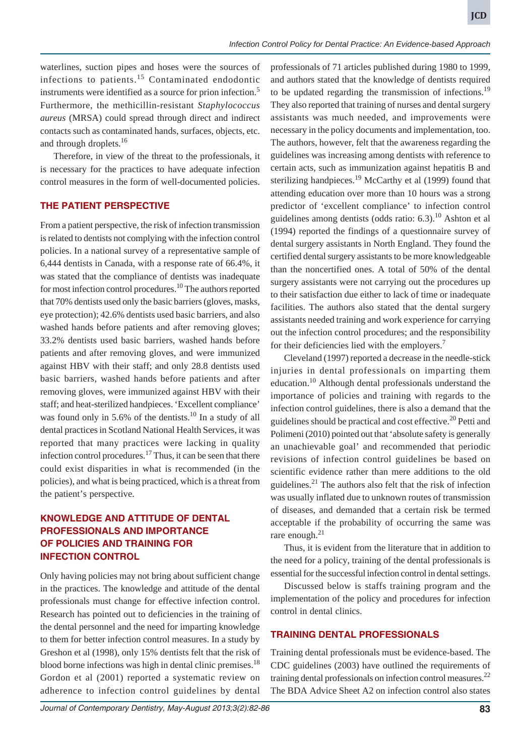waterlines, suction pipes and hoses were the sources of infections to patients.[15] Contaminated endodontic instruments were identified as a source for prion infection.[5] Furthermore, the methicillin-resistant *Staphylococcus aureus* (MRSA) could spread through direct and indirect contacts such as contaminated hands, surfaces, objects, etc. and through droplets.[16]

Therefore, in view of the threat to the professionals, it is necessary for the practices to have adequate infection control measures in the form of well-documented policies.

## THE PATIENT PERSPECTIVE

From a patient perspective, the risk of infection transmission is related to dentists not complying with the infection control policies. In a national survey of a representative sample of 6,444 dentists in Canada, with a response rate of 66.4%, it was stated that the compliance of dentists was inadequate for most infection control procedures.[10] The authors reported that 70% dentists used only the basic barriers (gloves, masks, eye protection); 42.6% dentists used basic barriers, and also washed hands before patients and after removing gloves; 33.2% dentists used basic barriers, washed hands before patients and after removing gloves, and were immunized against HBV with their staff; and only 28.8 dentists used basic barriers, washed hands before patients and after removing gloves, were immunized against HBV with their staff; and heat-sterilized handpieces. 'Excellent compliance' was found only in 5.6% of the dentists.[10] In a study of all dental practices in Scotland National Health Services, it was reported that many practices were lacking in quality infection control procedures.[17] Thus, it can be seen that there could exist disparities in what is recommended (in the policies), and what is being practiced, which is a threat from the patient's perspective.

## KNOWLEDGE AND ATTITUDE OF DENTAL PROFESSIONALS AND IMPORTANCE OF POLICIES AND TRAINING FOR INFECTION CONTROL

Only having policies may not bring about sufficient change in the practices. The knowledge and attitude of the dental professionals must change for effective infection control. Research has pointed out to deficiencies in the training of the dental personnel and the need for imparting knowledge to them for better infection control measures. In a study by Greshon et al (1998), only 15% dentists felt that the risk of blood borne infections was high in dental clinic premises.[18] Gordon et al (2001) reported a systematic review on adherence to infection control guidelines by dental professionals of 71 articles published during 1980 to 1999, and authors stated that the knowledge of dentists required to be updated regarding the transmission of infections.[19] They also reported that training of nurses and dental surgery assistants was much needed, and improvements were necessary in the policy documents and implementation, too. The authors, however, felt that the awareness regarding the guidelines was increasing among dentists with reference to certain acts, such as immunization against hepatitis B and sterilizing handpieces.[19] McCarthy et al (1999) found that attending education over more than 10 hours was a strong predictor of 'excellent compliance' to infection control guidelines among dentists (odds ratio: 6.3).[10] Ashton et al (1994) reported the findings of a questionnaire survey of dental surgery assistants in North England. They found the certified dental surgery assistants to be more knowledgeable than the noncertified ones. A total of 50% of the dental surgery assistants were not carrying out the procedures up to their satisfaction due either to lack of time or inadequate facilities. The authors also stated that the dental surgery assistants needed training and work experience for carrying out the infection control procedures; and the responsibility for their deficiencies lied with the employers.[7]

Cleveland (1997) reported a decrease in the needle-stick injuries in dental professionals on imparting them education.[10] Although dental professionals understand the importance of policies and training with regards to the infection control guidelines, there is also a demand that the guidelines should be practical and cost effective.[20] Petti and Polimeni (2010) pointed out that 'absolute safety is generally an unachievable goal' and recommended that periodic revisions of infection control guidelines be based on scientific evidence rather than mere additions to the old guidelines.[21] The authors also felt that the risk of infection was usually inflated due to unknown routes of transmission of diseases, and demanded that a certain risk be termed acceptable if the probability of occurring the same was rare enough.[21]

Thus, it is evident from the literature that in addition to the need for a policy, training of the dental professionals is essential for the successful infection control in dental settings.

Discussed below is staffs training program and the implementation of the policy and procedures for infection control in dental clinics.

## TRAINING DENTAL PROFESSIONALS

Training dental professionals must be evidence-based. The CDC guidelines (2003) have outlined the requirements of training dental professionals on infection control measures.[22] The BDA Advice Sheet A2 on infection control also states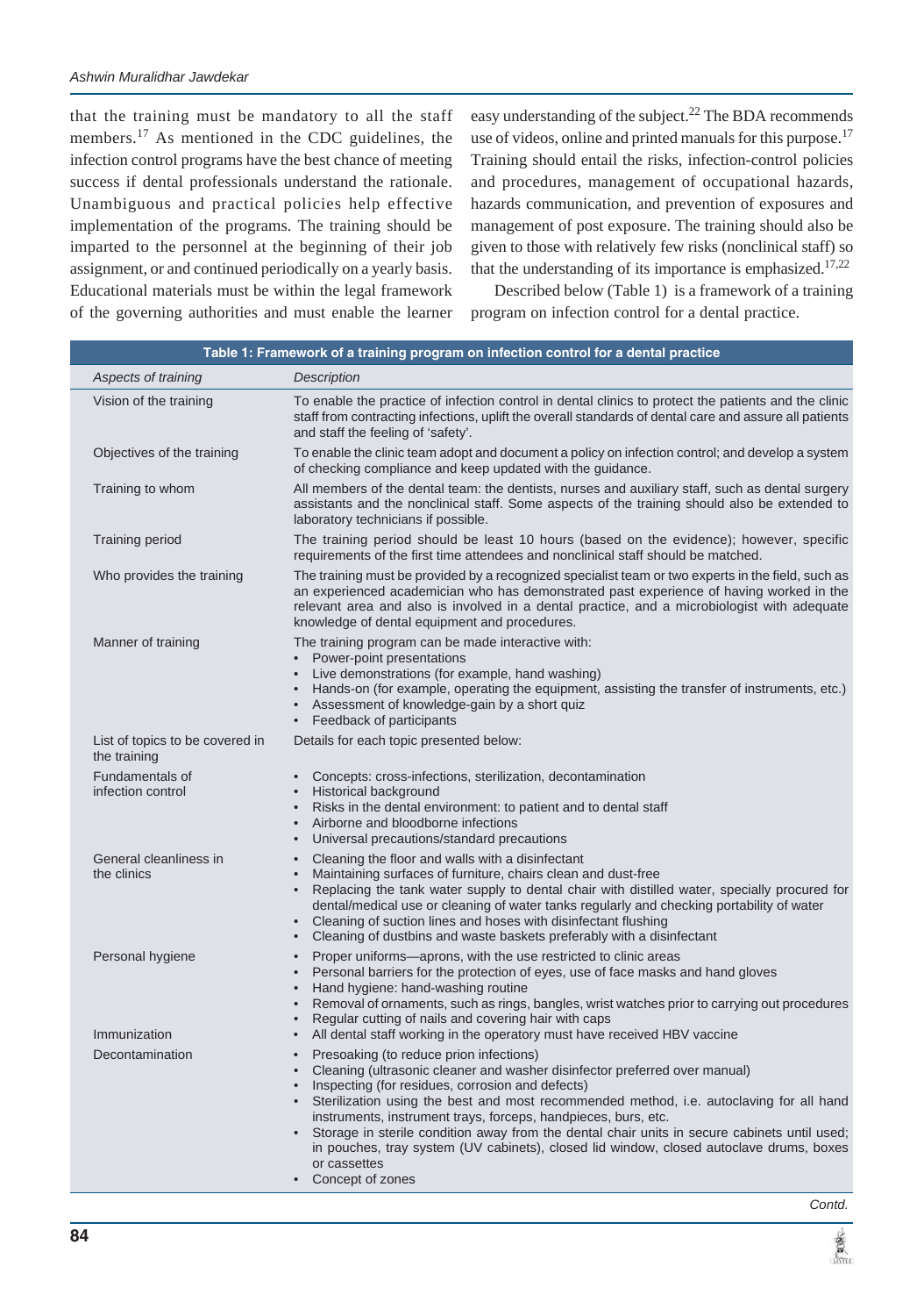that the training must be mandatory to all the staff members.[17] As mentioned in the CDC guidelines, the infection control programs have the best chance of meeting success if dental professionals understand the rationale. Unambiguous and practical policies help effective implementation of the programs. The training should be imparted to the personnel at the beginning of their job assignment, or and continued periodically on a yearly basis. Educational materials must be within the legal framework of the governing authorities and must enable the learner easy understanding of the subject.[22] The BDA recommends use of videos, online and printed manuals for this purpose.[17] Training should entail the risks, infection-control policies and procedures, management of occupational hazards, hazards communication, and prevention of exposures and management of post exposure. The training should also be given to those with relatively few risks (nonclinical staff) so that the understanding of its importance is emphasized.[17,22]

Described below (Table 1) is a framework of a training program on infection control for a dental practice.

**Table 1: Framework of a training program on infection control for a dental practice**

| *Aspects of training* | *Description* |
|---|---|
| Vision of the training | To enable the practice of infection control in dental clinics to protect the patients and the clinic staff from contracting infections, uplift the overall standards of dental care and assure all patients and staff the feeling of 'safety'. |
| Objectives of the training | To enable the clinic team adopt and document a policy on infection control; and develop a system of checking compliance and keep updated with the guidance. |
| Training to whom | All members of the dental team: the dentists, nurses and auxiliary staff, such as dental surgery assistants and the nonclinical staff. Some aspects of the training should also be extended to laboratory technicians if possible. |
| Training period | The training period should be least 10 hours (based on the evidence); however, specific requirements of the first time attendees and nonclinical staff should be matched. |
| Who provides the training | The training must be provided by a recognized specialist team or two experts in the field, such as an experienced academician who has demonstrated past experience of having worked in the relevant area and also is involved in a dental practice, and a microbiologist with adequate knowledge of dental equipment and procedures. |
| Manner of training | The training program can be made interactive with:<br>• Power-point presentations<br>• Live demonstrations (for example, hand washing)<br>• Hands-on (for example, operating the equipment, assisting the transfer of instruments, etc.)<br>• Assessment of knowledge-gain by a short quiz<br>• Feedback of participants |
| List of topics to be covered in the training | Details for each topic presented below: |
| Fundamentals of infection control | • Concepts: cross-infections, sterilization, decontamination<br>• Historical background<br>• Risks in the dental environment: to patient and to dental staff<br>• Airborne and bloodborne infections<br>• Universal precautions/standard precautions |
| General cleanliness in the clinics | • Cleaning the floor and walls with a disinfectant<br>• Maintaining surfaces of furniture, chairs clean and dust-free<br>• Replacing the tank water supply to dental chair with distilled water, specially procured for dental/medical use or cleaning of water tanks regularly and checking portability of water<br>• Cleaning of suction lines and hoses with disinfectant flushing<br>• Cleaning of dustbins and waste baskets preferably with a disinfectant |
| Personal hygiene | • Proper uniforms—aprons, with the use restricted to clinic areas<br>• Personal barriers for the protection of eyes, use of face masks and hand gloves<br>• Hand hygiene: hand-washing routine<br>• Removal of ornaments, such as rings, bangles, wrist watches prior to carrying out procedures<br>• Regular cutting of nails and covering hair with caps |
| Immunization | • All dental staff working in the operatory must have received HBV vaccine |
| Decontamination | • Presoaking (to reduce prion infections)<br>• Cleaning (ultrasonic cleaner and washer disinfector preferred over manual)<br>• Inspecting (for residues, corrosion and defects)<br>• Sterilization using the best and most recommended method, i.e. autoclaving for all hand instruments, instrument trays, forceps, handpieces, burs, etc.<br>• Storage in sterile condition away from the dental chair units in secure cabinets until used; in pouches, tray system (UV cabinets), closed lid window, closed autoclave drums, boxes or cassettes<br>• Concept of zones |

*Contd.*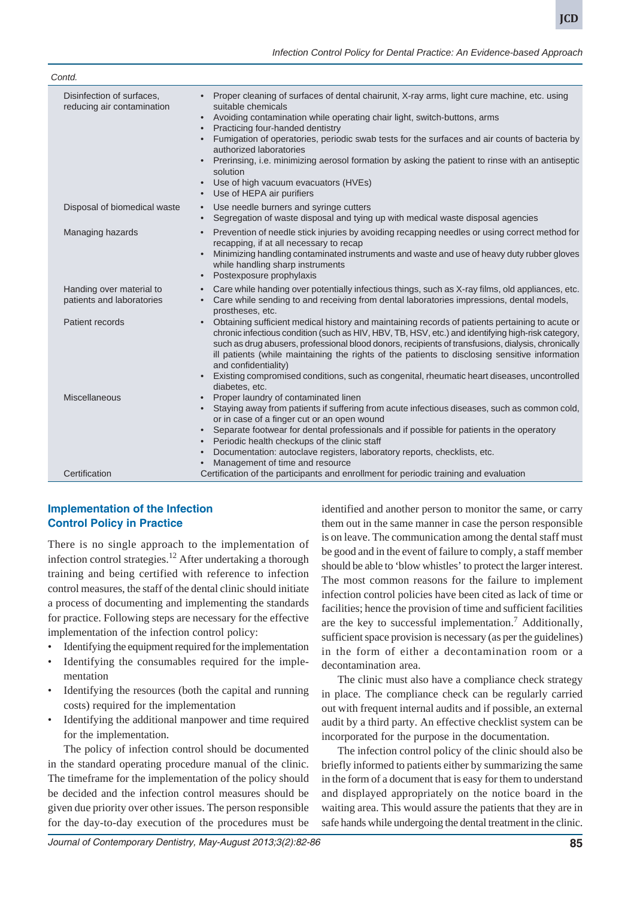*Contd.*

| | |
|---|---|
| Disinfection of surfaces, reducing air contamination | • Proper cleaning of surfaces of dental chairunit, X-ray arms, light cure machine, etc. using suitable chemicals<br>• Avoiding contamination while operating chair light, switch-buttons, arms<br>• Practicing four-handed dentistry<br>• Fumigation of operatories, periodic swab tests for the surfaces and air counts of bacteria by authorized laboratories<br>• Prerinsing, i.e. minimizing aerosol formation by asking the patient to rinse with an antiseptic solution<br>• Use of high vacuum evacuators (HVEs)<br>• Use of HEPA air purifiers |
| Disposal of biomedical waste | • Use needle burners and syringe cutters<br>• Segregation of waste disposal and tying up with medical waste disposal agencies |
| Managing hazards | • Prevention of needle stick injuries by avoiding recapping needles or using correct method for recapping, if at all necessary to recap<br>• Minimizing handling contaminated instruments and waste and use of heavy duty rubber gloves while handling sharp instruments<br>• Postexposure prophylaxis |
| Handing over material to patients and laboratories | • Care while handing over potentially infectious things, such as X-ray films, old appliances, etc.<br>• Care while sending to and receiving from dental laboratories impressions, dental models, prostheses, etc. |
| Patient records | • Obtaining sufficient medical history and maintaining records of patients pertaining to acute or chronic infectious condition (such as HIV, HBV, TB, HSV, etc.) and identifying high-risk category, such as drug abusers, professional blood donors, recipients of transfusions, dialysis, chronically ill patients (while maintaining the rights of the patients to disclosing sensitive information and confidentiality)<br>• Existing compromised conditions, such as congenital, rheumatic heart diseases, uncontrolled diabetes, etc. |
| Miscellaneous | • Proper laundry of contaminated linen<br>• Staying away from patients if suffering from acute infectious diseases, such as common cold, or in case of a finger cut or an open wound<br>• Separate footwear for dental professionals and if possible for patients in the operatory<br>• Periodic health checkups of the clinic staff<br>• Documentation: autoclave registers, laboratory reports, checklists, etc.<br>• Management of time and resource |
| Certification | Certification of the participants and enrollment for periodic training and evaluation |

## Implementation of the Infection Control Policy in Practice

There is no single approach to the implementation of infection control strategies.[12] After undertaking a thorough training and being certified with reference to infection control measures, the staff of the dental clinic should initiate a process of documenting and implementing the standards for practice. Following steps are necessary for the effective implementation of the infection control policy:

- Identifying the equipment required for the implementation
- Identifying the consumables required for the implementation
- Identifying the resources (both the capital and running costs) required for the implementation
- Identifying the additional manpower and time required for the implementation.

The policy of infection control should be documented in the standard operating procedure manual of the clinic. The timeframe for the implementation of the policy should be decided and the infection control measures should be given due priority over other issues. The person responsible for the day-to-day execution of the procedures must be identified and another person to monitor the same, or carry them out in the same manner in case the person responsible is on leave. The communication among the dental staff must be good and in the event of failure to comply, a staff member should be able to 'blow whistles' to protect the larger interest. The most common reasons for the failure to implement infection control policies have been cited as lack of time or facilities; hence the provision of time and sufficient facilities are the key to successful implementation.[7] Additionally, sufficient space provision is necessary (as per the guidelines) in the form of either a decontamination room or a decontamination area.

The clinic must also have a compliance check strategy in place. The compliance check can be regularly carried out with frequent internal audits and if possible, an external audit by a third party. An effective checklist system can be incorporated for the purpose in the documentation.

The infection control policy of the clinic should also be briefly informed to patients either by summarizing the same in the form of a document that is easy for them to understand and displayed appropriately on the notice board in the waiting area. This would assure the patients that they are in safe hands while undergoing the dental treatment in the clinic.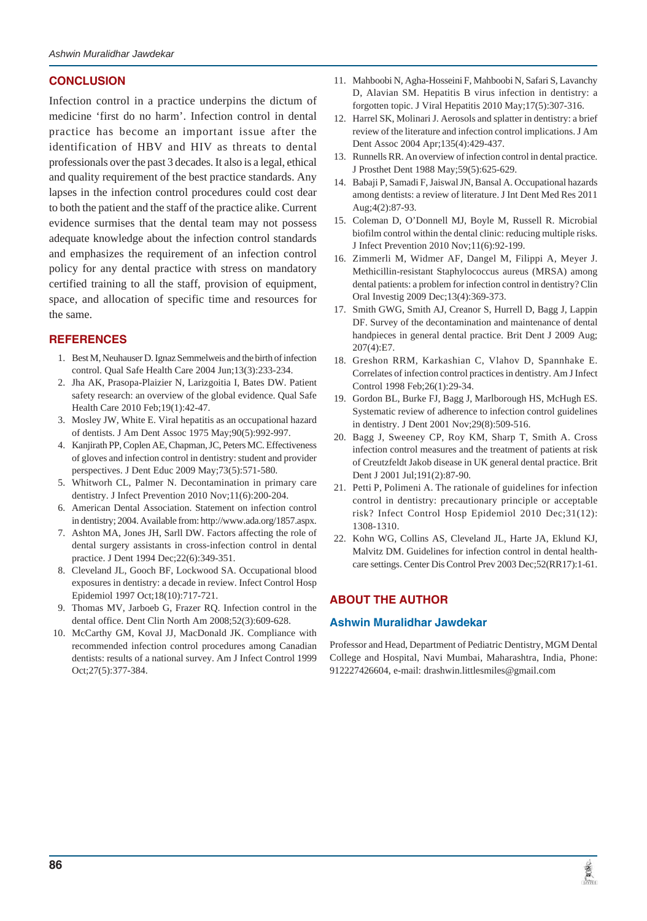## CONCLUSION

Infection control in a practice underpins the dictum of medicine 'first do no harm'. Infection control in dental practice has become an important issue after the identification of HBV and HIV as threats to dental professionals over the past 3 decades. It also is a legal, ethical and quality requirement of the best practice standards. Any lapses in the infection control procedures could cost dear to both the patient and the staff of the practice alike. Current evidence surmises that the dental team may not possess adequate knowledge about the infection control standards and emphasizes the requirement of an infection control policy for any dental practice with stress on mandatory certified training to all the staff, provision of equipment, space, and allocation of specific time and resources for the same.

## REFERENCES

1. Best M, Neuhauser D. Ignaz Semmelweis and the birth of infection control. Qual Safe Health Care 2004 Jun;13(3):233-234.
2. Jha AK, Prasopa-Plaizier N, Larizgoitia I, Bates DW. Patient safety research: an overview of the global evidence. Qual Safe Health Care 2010 Feb;19(1):42-47.
3. Mosley JW, White E. Viral hepatitis as an occupational hazard of dentists. J Am Dent Assoc 1975 May;90(5):992-997.
4. Kanjirath PP, Coplen AE, Chapman, JC, Peters MC. Effectiveness of gloves and infection control in dentistry: student and provider perspectives. J Dent Educ 2009 May;73(5):571-580.
5. Whitworh CL, Palmer N. Decontamination in primary care dentistry. J Infect Prevention 2010 Nov;11(6):200-204.
6. American Dental Association. Statement on infection control in dentistry; 2004. Available from: http://www.ada.org/1857.aspx.
7. Ashton MA, Jones JH, Sarll DW. Factors affecting the role of dental surgery assistants in cross-infection control in dental practice. J Dent 1994 Dec;22(6):349-351.
8. Cleveland JL, Gooch BF, Lockwood SA. Occupational blood exposures in dentistry: a decade in review. Infect Control Hosp Epidemiol 1997 Oct;18(10):717-721.
9. Thomas MV, Jarboeb G, Frazer RQ. Infection control in the dental office. Dent Clin North Am 2008;52(3):609-628.
10. McCarthy GM, Koval JJ, MacDonald JK. Compliance with recommended infection control procedures among Canadian dentists: results of a national survey. Am J Infect Control 1999 Oct;27(5):377-384.
11. Mahboobi N, Agha-Hosseini F, Mahboobi N, Safari S, Lavanchy D, Alavian SM. Hepatitis B virus infection in dentistry: a forgotten topic. J Viral Hepatitis 2010 May;17(5):307-316.
12. Harrel SK, Molinari J. Aerosols and splatter in dentistry: a brief review of the literature and infection control implications. J Am Dent Assoc 2004 Apr;135(4):429-437.
13. Runnells RR. An overview of infection control in dental practice. J Prosthet Dent 1988 May;59(5):625-629.
14. Babaji P, Samadi F, Jaiswal JN, Bansal A. Occupational hazards among dentists: a review of literature. J Int Dent Med Res 2011 Aug;4(2):87-93.
15. Coleman D, O'Donnell MJ, Boyle M, Russell R. Microbial biofilm control within the dental clinic: reducing multiple risks. J Infect Prevention 2010 Nov;11(6):92-199.
16. Zimmerli M, Widmer AF, Dangel M, Filippi A, Meyer J. Methicillin-resistant Staphylococcus aureus (MRSA) among dental patients: a problem for infection control in dentistry? Clin Oral Investig 2009 Dec;13(4):369-373.
17. Smith GWG, Smith AJ, Creanor S, Hurrell D, Bagg J, Lappin DF. Survey of the decontamination and maintenance of dental handpieces in general dental practice. Brit Dent J 2009 Aug;207(4):E7.
18. Greshon RRM, Karkashian C, Vlahov D, Spannhake E. Correlates of infection control practices in dentistry. Am J Infect Control 1998 Feb;26(1):29-34.
19. Gordon BL, Burke FJ, Bagg J, Marlborough HS, McHugh ES. Systematic review of adherence to infection control guidelines in dentistry. J Dent 2001 Nov;29(8):509-516.
20. Bagg J, Sweeney CP, Roy KM, Sharp T, Smith A. Cross infection control measures and the treatment of patients at risk of Creutzfeldt Jakob disease in UK general dental practice. Brit Dent J 2001 Jul;191(2):87-90.
21. Petti P, Polimeni A. The rationale of guidelines for infection control in dentistry: precautionary principle or acceptable risk? Infect Control Hosp Epidemiol 2010 Dec;31(12): 1308-1310.
22. Kohn WG, Collins AS, Cleveland JL, Harte JA, Eklund KJ, Malvitz DM. Guidelines for infection control in dental health-care settings. Center Dis Control Prev 2003 Dec;52(RR17):1-61.

## ABOUT THE AUTHOR

### Ashwin Muralidhar Jawdekar

Professor and Head, Department of Pediatric Dentistry, MGM Dental College and Hospital, Navi Mumbai, Maharashtra, India, Phone: 912227426604, e-mail: drashwin.littlesmiles@gmail.com